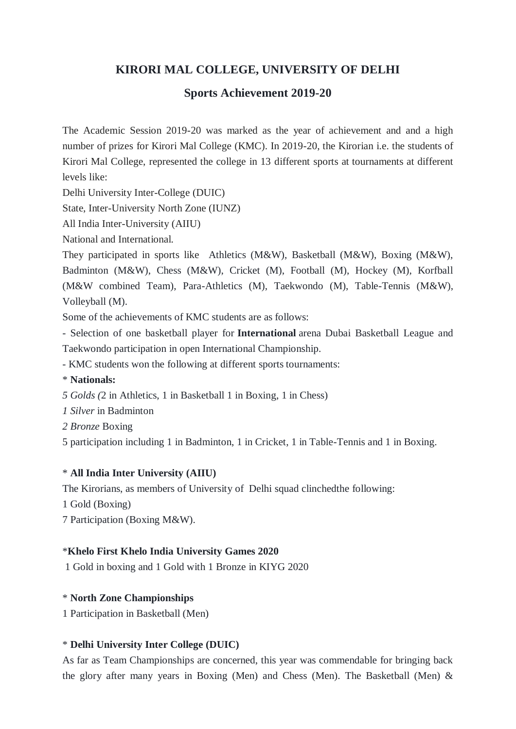# KIRORI MAL COLLEGE, UNIVERSITY OF DELHI

## Sports Achievement 2019-20

The Academic Session 2019-20 was marked as the year of achievement and and a high number of prizes for Kirori Mal College (KMC). In 2019-20, the Kirorian i.e. the students of Kirori Mal College, represented the college in 13 different sports at tournaments at different levels like:

Delhi University Inter-College (DUIC)

State, Inter-University North Zone (IUNZ)

All India Inter-University (AIIU)

National and International.

They participated in sports like Athletics (M&W), Basketball (M&W), Boxing (M&W), Badminton (M&W), Chess (M&W), Cricket (M), Football (M), Hockey (M), Korfball (M&W combined Team), Para-Athletics (M), Taekwondo (M), Table-Tennis (M&W), Volleyball (M).

Some of the achievements of KMC students are as follows:

- Selection of one basketball player for **International** arena Dubai Basketball League and Taekwondo participation in open International Championship.
- KMC students won the following at different sports tournaments:

* **Nationals:**

*5 Golds (*2 in Athletics, 1 in Basketball 1 in Boxing, 1 in Chess)

*1 Silver* in Badminton

*2 Bronze* Boxing

5 participation including 1 in Badminton, 1 in Cricket, 1 in Table-Tennis and 1 in Boxing.

* **All India Inter University (AIIU)**

The Kirorians, as members of University of Delhi squad clinchedthe following:

1 Gold (Boxing)

7 Participation (Boxing M&W).

*__Khelo First Khelo India University Games 2020__

1 Gold in boxing and 1 Gold with 1 Bronze in KIYG 2020

* **North Zone Championships**

1 Participation in Basketball (Men)

* **Delhi University Inter College (DUIC)**

As far as Team Championships are concerned, this year was commendable for bringing back the glory after many years in Boxing (Men) and Chess (Men). The Basketball (Men) &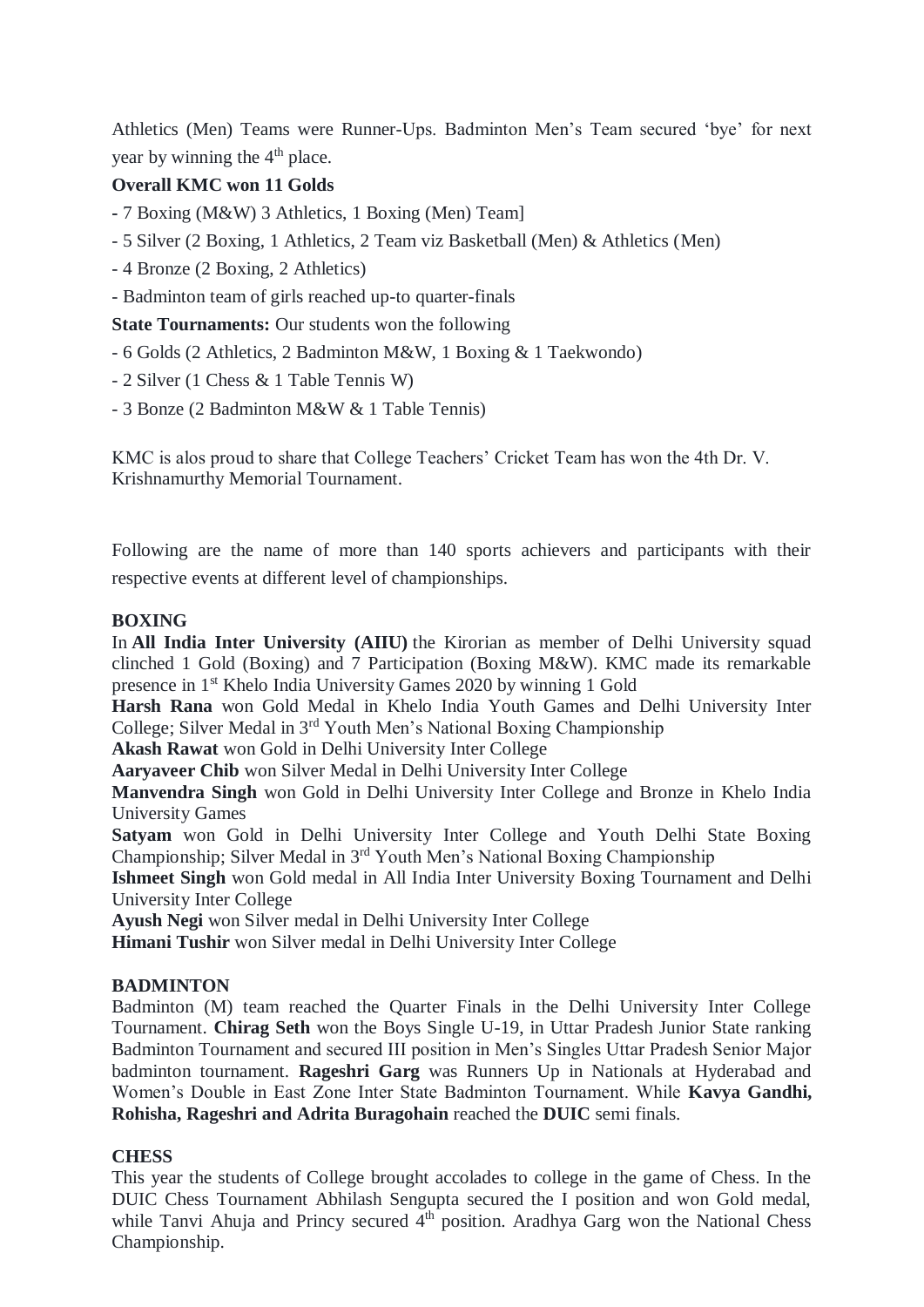Athletics (Men) Teams were Runner-Ups. Badminton Men's Team secured 'bye' for next year by winning the 4th place.

**Overall KMC won 11 Golds**

- 7 Boxing (M&W) 3 Athletics, 1 Boxing (Men) Team]
- 5 Silver (2 Boxing, 1 Athletics, 2 Team viz Basketball (Men) & Athletics (Men)
- 4 Bronze (2 Boxing, 2 Athletics)
- Badminton team of girls reached up-to quarter-finals

**State Tournaments:** Our students won the following

- 6 Golds (2 Athletics, 2 Badminton M&W, 1 Boxing & 1 Taekwondo)
- 2 Silver (1 Chess & 1 Table Tennis W)
- 3 Bonze (2 Badminton M&W & 1 Table Tennis)

KMC is alos proud to share that College Teachers' Cricket Team has won the 4th Dr. V. Krishnamurthy Memorial Tournament.

Following are the name of more than 140 sports achievers and participants with their respective events at different level of championships.

**BOXING**

In **All India Inter University (AIIU)** the Kirorian as member of Delhi University squad clinched 1 Gold (Boxing) and 7 Participation (Boxing M&W). KMC made its remarkable presence in 1st Khelo India University Games 2020 by winning 1 Gold

**Harsh Rana** won Gold Medal in Khelo India Youth Games and Delhi University Inter College; Silver Medal in 3rd Youth Men's National Boxing Championship

**Akash Rawat** won Gold in Delhi University Inter College

**Aaryaveer Chib** won Silver Medal in Delhi University Inter College

**Manvendra Singh** won Gold in Delhi University Inter College and Bronze in Khelo India University Games

**Satyam** won Gold in Delhi University Inter College and Youth Delhi State Boxing Championship; Silver Medal in 3rd Youth Men's National Boxing Championship

**Ishmeet Singh** won Gold medal in All India Inter University Boxing Tournament and Delhi University Inter College

**Ayush Negi** won Silver medal in Delhi University Inter College

**Himani Tushir** won Silver medal in Delhi University Inter College

**BADMINTON**

Badminton (M) team reached the Quarter Finals in the Delhi University Inter College Tournament. **Chirag Seth** won the Boys Single U-19, in Uttar Pradesh Junior State ranking Badminton Tournament and secured III position in Men's Singles Uttar Pradesh Senior Major badminton tournament. **Rageshri Garg** was Runners Up in Nationals at Hyderabad and Women's Double in East Zone Inter State Badminton Tournament. While **Kavya Gandhi, Rohisha, Rageshri and Adrita Buragohain** reached the **DUIC** semi finals.

**CHESS**

This year the students of College brought accolades to college in the game of Chess. In the DUIC Chess Tournament Abhilash Sengupta secured the I position and won Gold medal, while Tanvi Ahuja and Princy secured 4th position. Aradhya Garg won the National Chess Championship.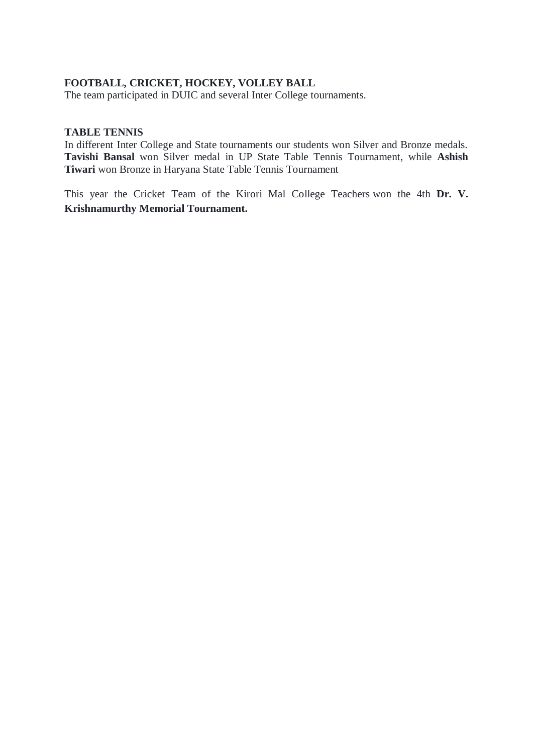**FOOTBALL, CRICKET, HOCKEY, VOLLEY BALL**

The team participated in DUIC and several Inter College tournaments.

**TABLE TENNIS**

In different Inter College and State tournaments our students won Silver and Bronze medals. **Tavishi Bansal** won Silver medal in UP State Table Tennis Tournament, while **Ashish Tiwari** won Bronze in Haryana State Table Tennis Tournament

This year the Cricket Team of the Kirori Mal College Teachers won the 4th **Dr. V. Krishnamurthy Memorial Tournament.**